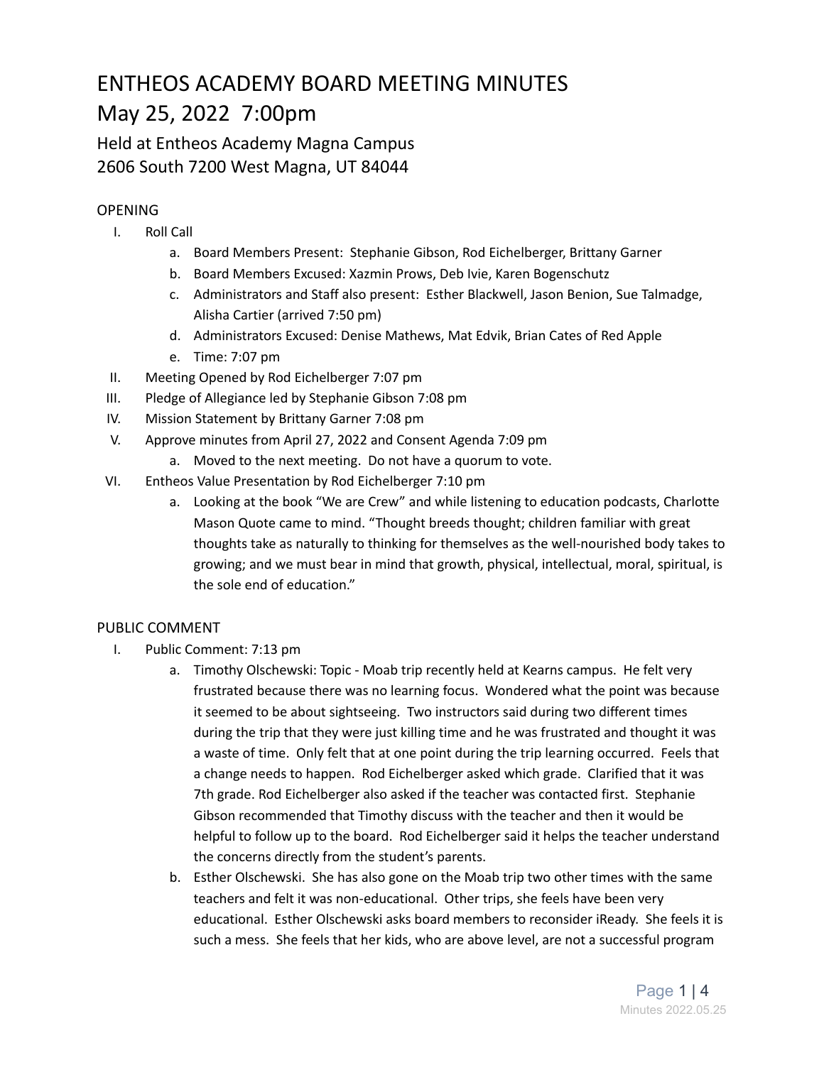# ENTHEOS ACADEMY BOARD MEETING MINUTES

# May 25, 2022 7:00pm

## Held at Entheos Academy Magna Campus
## 2606 South 7200 West Magna, UT 84044

OPENING

I. Roll Call
   a. Board Members Present: Stephanie Gibson, Rod Eichelberger, Brittany Garner
   b. Board Members Excused: Xazmin Prows, Deb Ivie, Karen Bogenschutz
   c. Administrators and Staff also present: Esther Blackwell, Jason Benion, Sue Talmadge, Alisha Cartier (arrived 7:50 pm)
   d. Administrators Excused: Denise Mathews, Mat Edvik, Brian Cates of Red Apple
   e. Time: 7:07 pm

II. Meeting Opened by Rod Eichelberger 7:07 pm

III. Pledge of Allegiance led by Stephanie Gibson 7:08 pm

IV. Mission Statement by Brittany Garner 7:08 pm

V. Approve minutes from April 27, 2022 and Consent Agenda 7:09 pm
   a. Moved to the next meeting. Do not have a quorum to vote.

VI. Entheos Value Presentation by Rod Eichelberger 7:10 pm
   a. Looking at the book "We are Crew" and while listening to education podcasts, Charlotte Mason Quote came to mind. "Thought breeds thought; children familiar with great thoughts take as naturally to thinking for themselves as the well-nourished body takes to growing; and we must bear in mind that growth, physical, intellectual, moral, spiritual, is the sole end of education."

PUBLIC COMMENT

I. Public Comment: 7:13 pm
   a. Timothy Olschewski: Topic - Moab trip recently held at Kearns campus. He felt very frustrated because there was no learning focus. Wondered what the point was because it seemed to be about sightseeing. Two instructors said during two different times during the trip that they were just killing time and he was frustrated and thought it was a waste of time. Only felt that at one point during the trip learning occurred. Feels that a change needs to happen. Rod Eichelberger asked which grade. Clarified that it was 7th grade. Rod Eichelberger also asked if the teacher was contacted first. Stephanie Gibson recommended that Timothy discuss with the teacher and then it would be helpful to follow up to the board. Rod Eichelberger said it helps the teacher understand the concerns directly from the student's parents.
   b. Esther Olschewski. She has also gone on the Moab trip two other times with the same teachers and felt it was non-educational. Other trips, she feels have been very educational. Esther Olschewski asks board members to reconsider iReady. She feels it is such a mess. She feels that her kids, who are above level, are not a successful program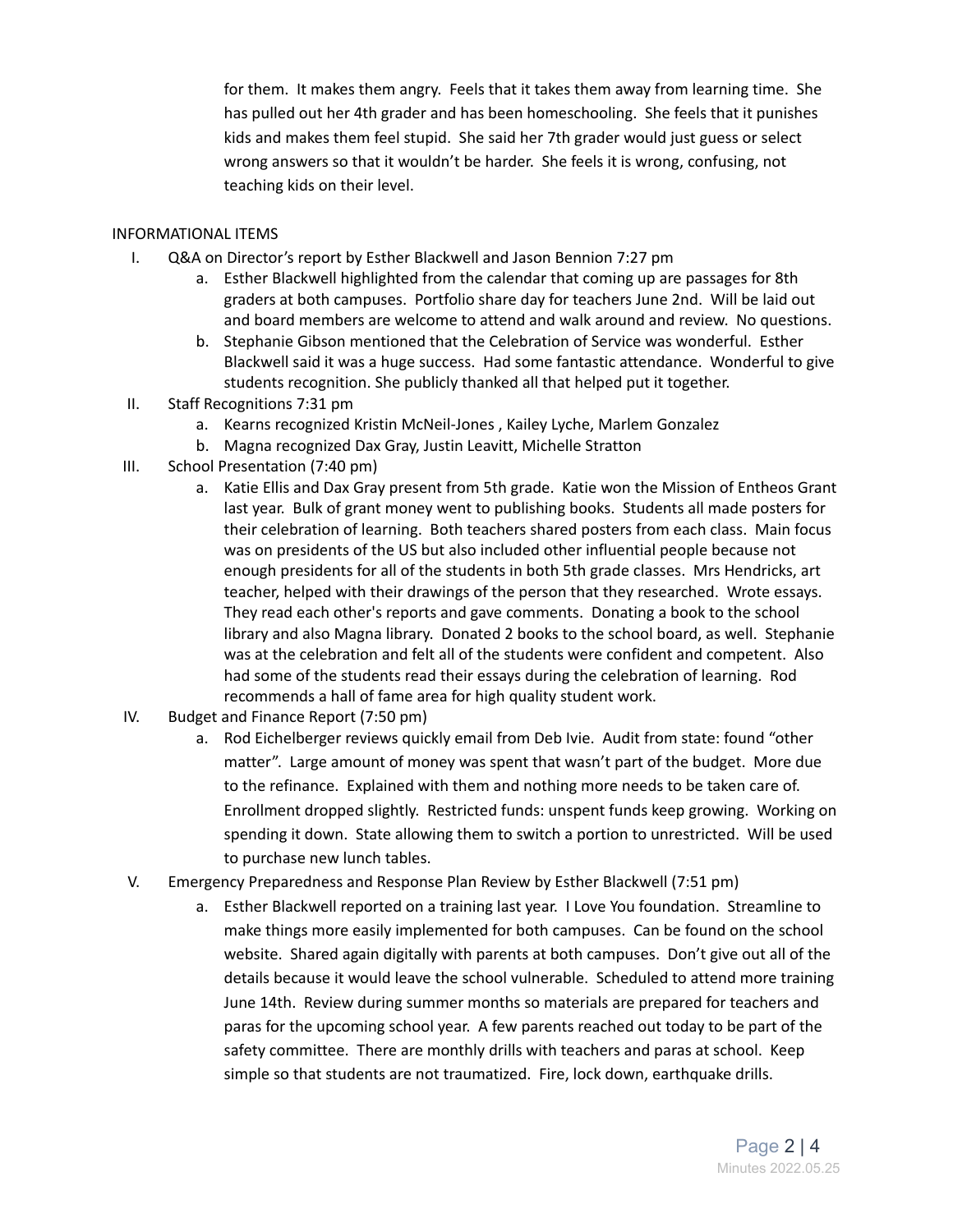for them. It makes them angry. Feels that it takes them away from learning time. She has pulled out her 4th grader and has been homeschooling. She feels that it punishes kids and makes them feel stupid. She said her 7th grader would just guess or select wrong answers so that it wouldn't be harder. She feels it is wrong, confusing, not teaching kids on their level.

INFORMATIONAL ITEMS

I. Q&A on Director's report by Esther Blackwell and Jason Bennion 7:27 pm
   a. Esther Blackwell highlighted from the calendar that coming up are passages for 8th graders at both campuses. Portfolio share day for teachers June 2nd. Will be laid out and board members are welcome to attend and walk around and review. No questions.
   b. Stephanie Gibson mentioned that the Celebration of Service was wonderful. Esther Blackwell said it was a huge success. Had some fantastic attendance. Wonderful to give students recognition. She publicly thanked all that helped put it together.

II. Staff Recognitions 7:31 pm
   a. Kearns recognized Kristin McNeil-Jones , Kailey Lyche, Marlem Gonzalez
   b. Magna recognized Dax Gray, Justin Leavitt, Michelle Stratton

III. School Presentation (7:40 pm)
   a. Katie Ellis and Dax Gray present from 5th grade. Katie won the Mission of Entheos Grant last year. Bulk of grant money went to publishing books. Students all made posters for their celebration of learning. Both teachers shared posters from each class. Main focus was on presidents of the US but also included other influential people because not enough presidents for all of the students in both 5th grade classes. Mrs Hendricks, art teacher, helped with their drawings of the person that they researched. Wrote essays. They read each other's reports and gave comments. Donating a book to the school library and also Magna library. Donated 2 books to the school board, as well. Stephanie was at the celebration and felt all of the students were confident and competent. Also had some of the students read their essays during the celebration of learning. Rod recommends a hall of fame area for high quality student work.

IV. Budget and Finance Report (7:50 pm)
   a. Rod Eichelberger reviews quickly email from Deb Ivie. Audit from state: found "other matter". Large amount of money was spent that wasn't part of the budget. More due to the refinance. Explained with them and nothing more needs to be taken care of. Enrollment dropped slightly. Restricted funds: unspent funds keep growing. Working on spending it down. State allowing them to switch a portion to unrestricted. Will be used to purchase new lunch tables.

V. Emergency Preparedness and Response Plan Review by Esther Blackwell (7:51 pm)
   a. Esther Blackwell reported on a training last year. I Love You foundation. Streamline to make things more easily implemented for both campuses. Can be found on the school website. Shared again digitally with parents at both campuses. Don't give out all of the details because it would leave the school vulnerable. Scheduled to attend more training June 14th. Review during summer months so materials are prepared for teachers and paras for the upcoming school year. A few parents reached out today to be part of the safety committee. There are monthly drills with teachers and paras at school. Keep simple so that students are not traumatized. Fire, lock down, earthquake drills.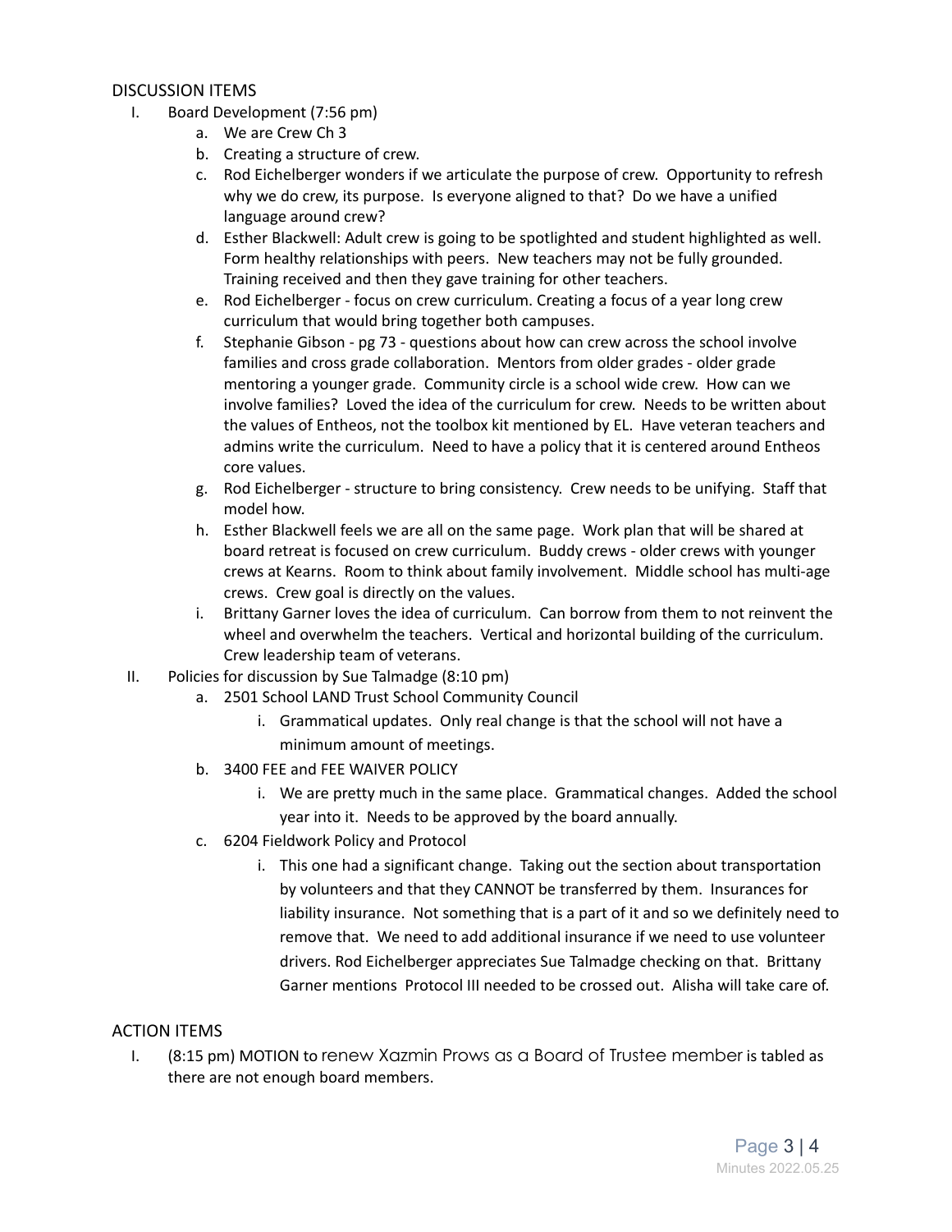## DISCUSSION ITEMS

I. Board Development (7:56 pm)
   a. We are Crew Ch 3
   b. Creating a structure of crew.
   c. Rod Eichelberger wonders if we articulate the purpose of crew. Opportunity to refresh why we do crew, its purpose. Is everyone aligned to that? Do we have a unified language around crew?
   d. Esther Blackwell: Adult crew is going to be spotlighted and student highlighted as well. Form healthy relationships with peers. New teachers may not be fully grounded. Training received and then they gave training for other teachers.
   e. Rod Eichelberger - focus on crew curriculum. Creating a focus of a year long crew curriculum that would bring together both campuses.
   f. Stephanie Gibson - pg 73 - questions about how can crew across the school involve families and cross grade collaboration. Mentors from older grades - older grade mentoring a younger grade. Community circle is a school wide crew. How can we involve families? Loved the idea of the curriculum for crew. Needs to be written about the values of Entheos, not the toolbox kit mentioned by EL. Have veteran teachers and admins write the curriculum. Need to have a policy that it is centered around Entheos core values.
   g. Rod Eichelberger - structure to bring consistency. Crew needs to be unifying. Staff that model how.
   h. Esther Blackwell feels we are all on the same page. Work plan that will be shared at board retreat is focused on crew curriculum. Buddy crews - older crews with younger crews at Kearns. Room to think about family involvement. Middle school has multi-age crews. Crew goal is directly on the values.
   i. Brittany Garner loves the idea of curriculum. Can borrow from them to not reinvent the wheel and overwhelm the teachers. Vertical and horizontal building of the curriculum. Crew leadership team of veterans.

II. Policies for discussion by Sue Talmadge (8:10 pm)
   a. 2501 School LAND Trust School Community Council
      i. Grammatical updates. Only real change is that the school will not have a minimum amount of meetings.
   b. 3400 FEE and FEE WAIVER POLICY
      i. We are pretty much in the same place. Grammatical changes. Added the school year into it. Needs to be approved by the board annually.
   c. 6204 Fieldwork Policy and Protocol
      i. This one had a significant change. Taking out the section about transportation by volunteers and that they CANNOT be transferred by them. Insurances for liability insurance. Not something that is a part of it and so we definitely need to remove that. We need to add additional insurance if we need to use volunteer drivers. Rod Eichelberger appreciates Sue Talmadge checking on that. Brittany Garner mentions Protocol III needed to be crossed out. Alisha will take care of.

## ACTION ITEMS

I. (8:15 pm) MOTION to renew Xazmin Prows as a Board of Trustee member is tabled as there are not enough board members.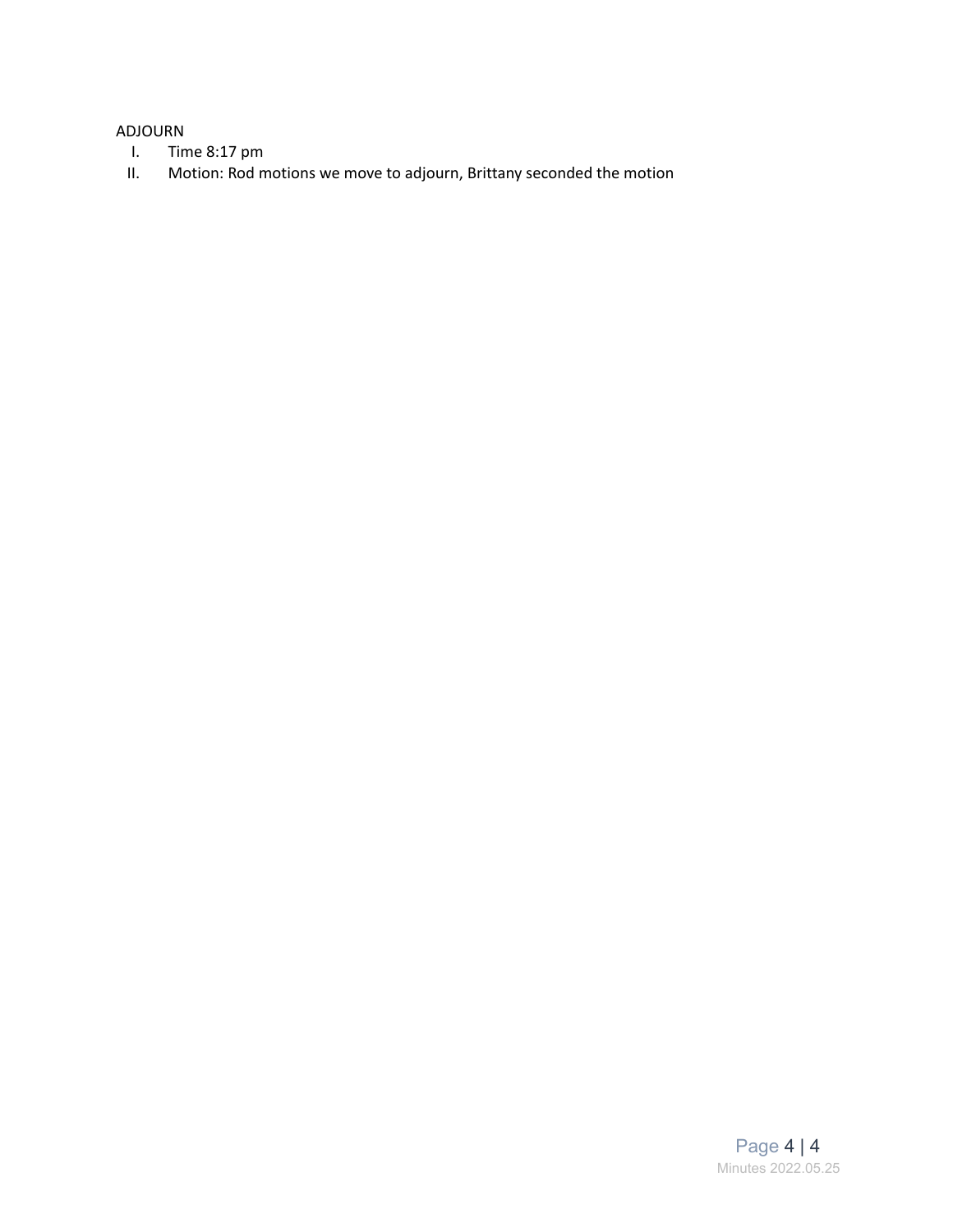ADJOURN

I. Time 8:17 pm
II. Motion: Rod motions we move to adjourn, Brittany seconded the motion